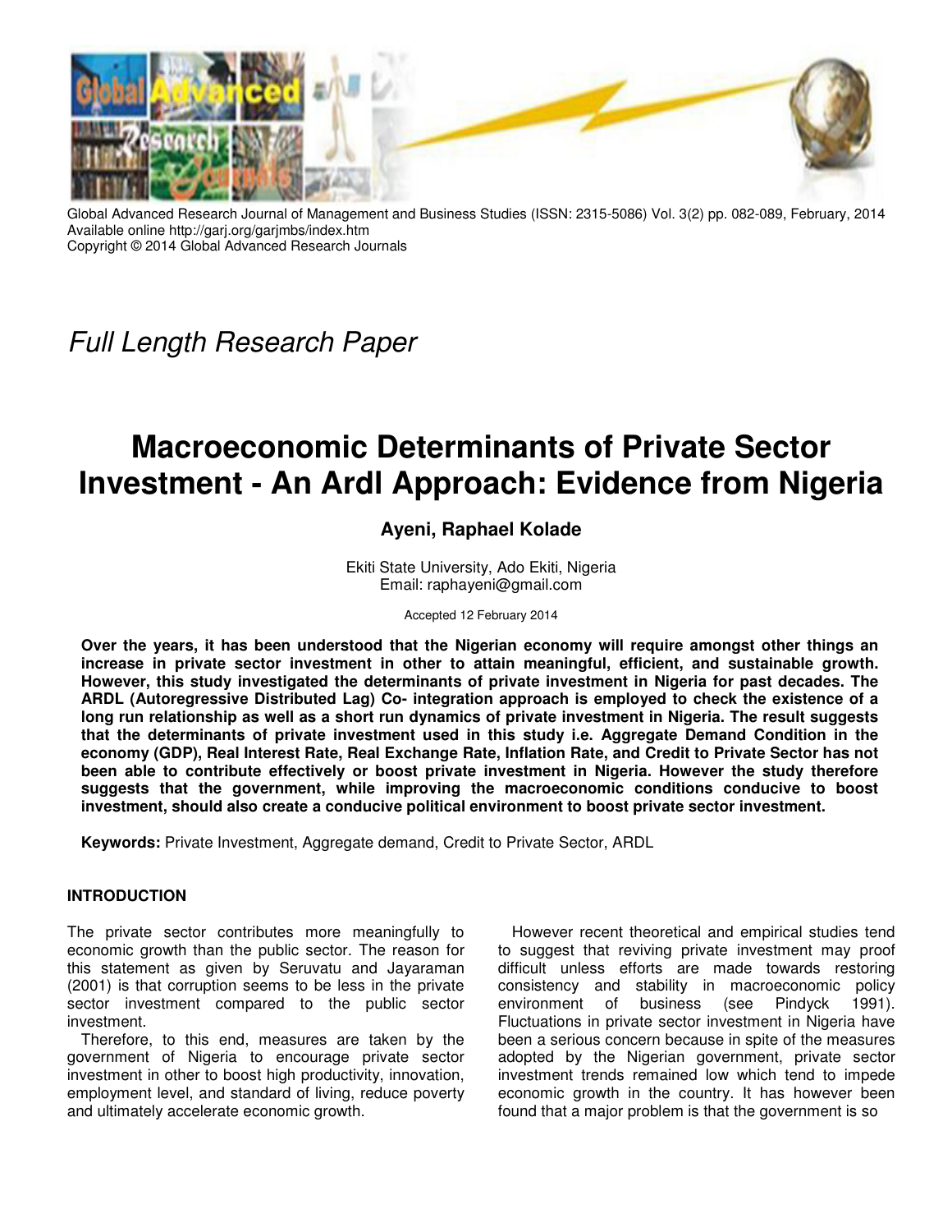*Full Length Research Paper*

# Macroeconomic Determinants of Private Sector Investment - An Ardl Approach: Evidence from Nigeria

**Ayeni, Raphael Kolade**

Ekiti State University, Ado Ekiti, Nigeria
Email: raphayeni@gmail.com

Accepted 12 February 2014

**Over the years, it has been understood that the Nigerian economy will require amongst other things an increase in private sector investment in other to attain meaningful, efficient, and sustainable growth. However, this study investigated the determinants of private investment in Nigeria for past decades. The ARDL (Autoregressive Distributed Lag) Co- integration approach is employed to check the existence of a long run relationship as well as a short run dynamics of private investment in Nigeria. The result suggests that the determinants of private investment used in this study i.e. Aggregate Demand Condition in the economy (GDP), Real Interest Rate, Real Exchange Rate, Inflation Rate, and Credit to Private Sector has not been able to contribute effectively or boost private investment in Nigeria. However the study therefore suggests that the government, while improving the macroeconomic conditions conducive to boost investment, should also create a conducive political environment to boost private sector investment.**

**Keywords:** Private Investment, Aggregate demand, Credit to Private Sector, ARDL

## INTRODUCTION

The private sector contributes more meaningfully to economic growth than the public sector. The reason for this statement as given by Seruvatu and Jayaraman (2001) is that corruption seems to be less in the private sector investment compared to the public sector investment.

Therefore, to this end, measures are taken by the government of Nigeria to encourage private sector investment in other to boost high productivity, innovation, employment level, and standard of living, reduce poverty and ultimately accelerate economic growth.

However recent theoretical and empirical studies tend to suggest that reviving private investment may proof difficult unless efforts are made towards restoring consistency and stability in macroeconomic policy environment of business (see Pindyck 1991). Fluctuations in private sector investment in Nigeria have been a serious concern because in spite of the measures adopted by the Nigerian government, private sector investment trends remained low which tend to impede economic growth in the country. It has however been found that a major problem is that the government is so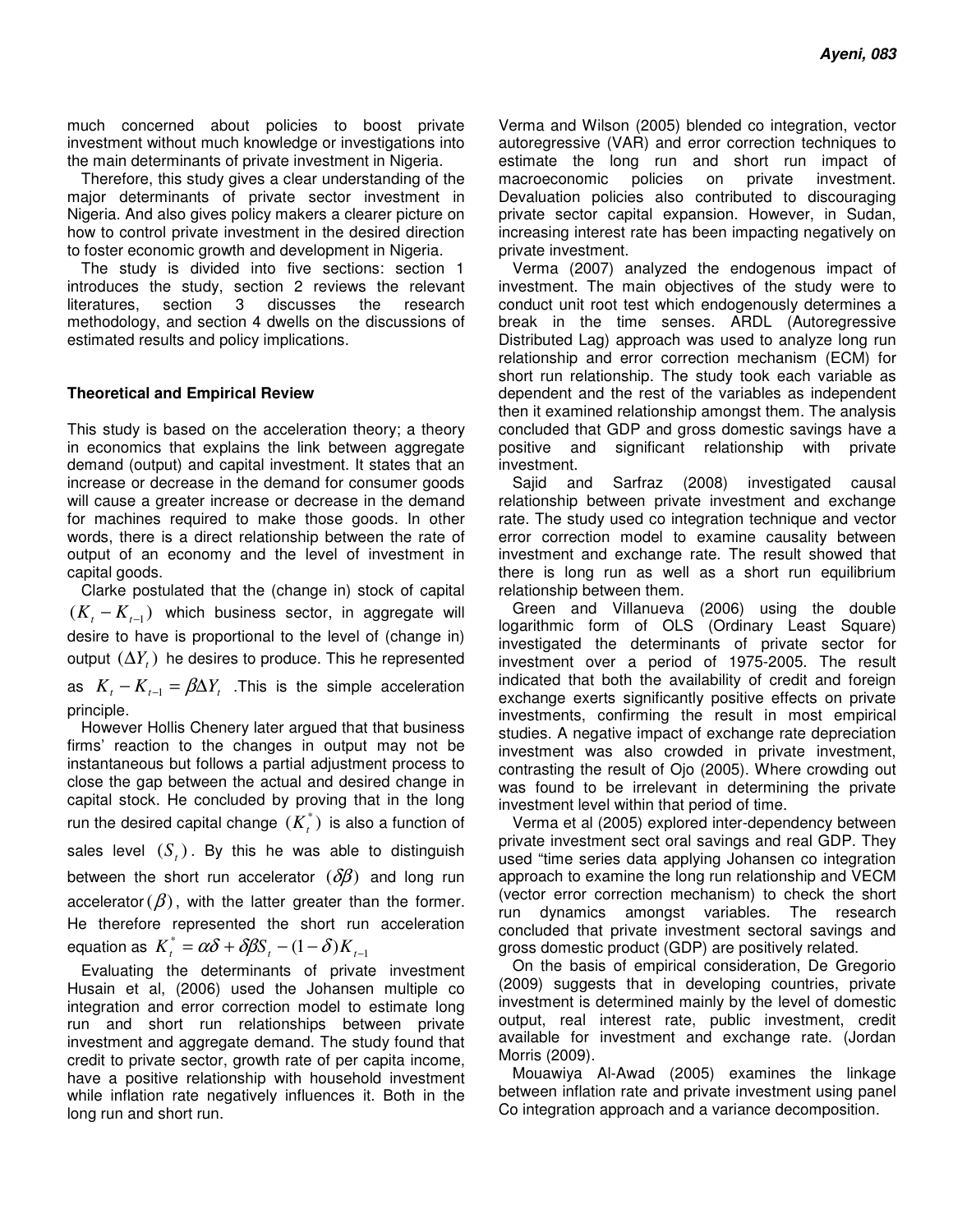much concerned about policies to boost private investment without much knowledge or investigations into the main determinants of private investment in Nigeria.

Therefore, this study gives a clear understanding of the major determinants of private sector investment in Nigeria. And also gives policy makers a clearer picture on how to control private investment in the desired direction to foster economic growth and development in Nigeria.

The study is divided into five sections: section 1 introduces the study, section 2 reviews the relevant literatures, section 3 discusses the research methodology, and section 4 dwells on the discussions of estimated results and policy implications.

**Theoretical and Empirical Review**

This study is based on the acceleration theory; a theory in economics that explains the link between aggregate demand (output) and capital investment. It states that an increase or decrease in the demand for consumer goods will cause a greater increase or decrease in the demand for machines required to make those goods. In other words, there is a direct relationship between the rate of output of an economy and the level of investment in capital goods.

Clarke postulated that the (change in) stock of capital $(K_t - K_{t-1})$ which business sector, in aggregate will desire to have is proportional to the level of (change in) output $(\Delta Y_t)$ he desires to produce. This he represented as $K_t - K_{t-1} = \beta \Delta Y_t$ .This is the simple acceleration principle.

However Hollis Chenery later argued that that business firms' reaction to the changes in output may not be instantaneous but follows a partial adjustment process to close the gap between the actual and desired change in capital stock. He concluded by proving that in the long run the desired capital change $(K_t^*)$ is also a function of sales level $(S_t)$. By this he was able to distinguish between the short run accelerator $(\delta\beta)$ and long run accelerator $(\beta)$, with the latter greater than the former. He therefore represented the short run acceleration equation as $K_t^* = \alpha\delta + \delta\beta S_t - (1-\delta)K_{t-1}$

Evaluating the determinants of private investment Husain et al, (2006) used the Johansen multiple co integration and error correction model to estimate long run and short run relationships between private investment and aggregate demand. The study found that credit to private sector, growth rate of per capita income, have a positive relationship with household investment while inflation rate negatively influences it. Both in the long run and short run.

Verma and Wilson (2005) blended co integration, vector autoregressive (VAR) and error correction techniques to estimate the long run and short run impact of macroeconomic policies on private investment. Devaluation policies also contributed to discouraging private sector capital expansion. However, in Sudan, increasing interest rate has been impacting negatively on private investment.

Verma (2007) analyzed the endogenous impact of investment. The main objectives of the study were to conduct unit root test which endogenously determines a break in the time senses. ARDL (Autoregressive Distributed Lag) approach was used to analyze long run relationship and error correction mechanism (ECM) for short run relationship. The study took each variable as dependent and the rest of the variables as independent then it examined relationship amongst them. The analysis concluded that GDP and gross domestic savings have a positive and significant relationship with private investment.

Sajid and Sarfraz (2008) investigated causal relationship between private investment and exchange rate. The study used co integration technique and vector error correction model to examine causality between investment and exchange rate. The result showed that there is long run as well as a short run equilibrium relationship between them.

Green and Villanueva (2006) using the double logarithmic form of OLS (Ordinary Least Square) investigated the determinants of private sector for investment over a period of 1975-2005. The result indicated that both the availability of credit and foreign exchange exerts significantly positive effects on private investments, confirming the result in most empirical studies. A negative impact of exchange rate depreciation investment was also crowded in private investment, contrasting the result of Ojo (2005). Where crowding out was found to be irrelevant in determining the private investment level within that period of time.

Verma et al (2005) explored inter-dependency between private investment sect oral savings and real GDP. They used "time series data applying Johansen co integration approach to examine the long run relationship and VECM (vector error correction mechanism) to check the short run dynamics amongst variables. The research concluded that private investment sectoral savings and gross domestic product (GDP) are positively related.

On the basis of empirical consideration, De Gregorio (2009) suggests that in developing countries, private investment is determined mainly by the level of domestic output, real interest rate, public investment, credit available for investment and exchange rate. (Jordan Morris (2009).

Mouawiya Al-Awad (2005) examines the linkage between inflation rate and private investment using panel Co integration approach and a variance decomposition.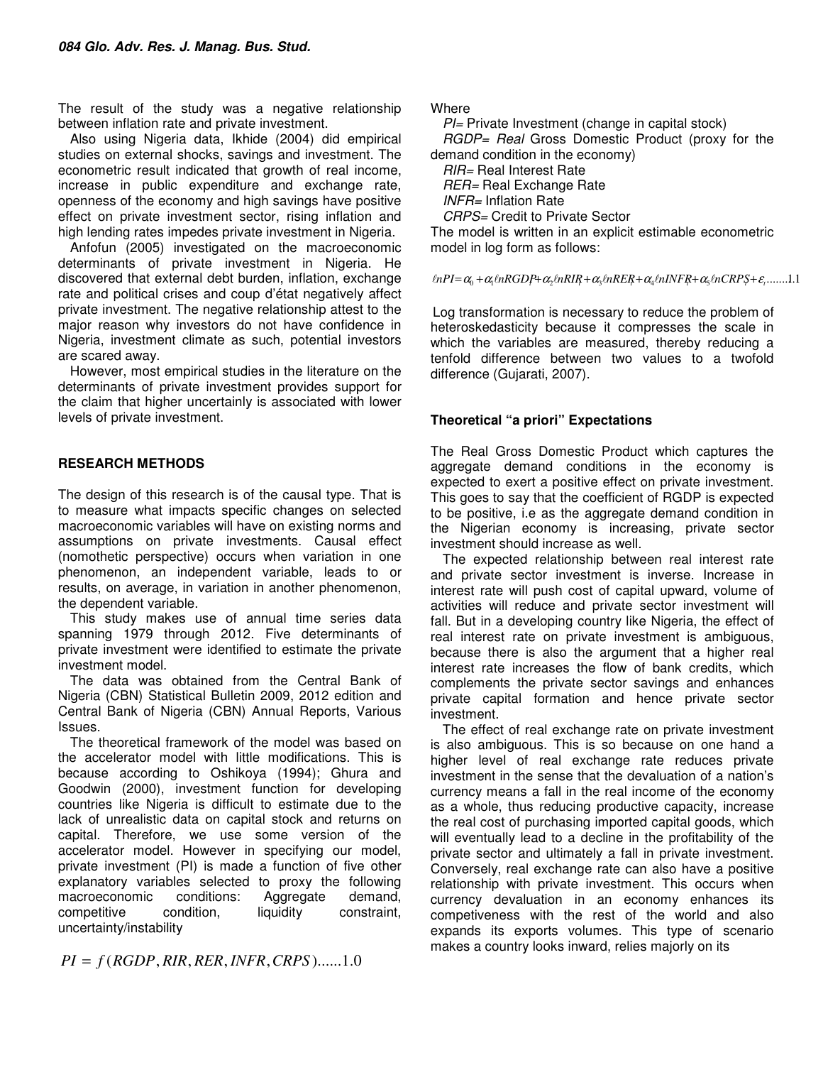The result of the study was a negative relationship between inflation rate and private investment.

Also using Nigeria data, Ikhide (2004) did empirical studies on external shocks, savings and investment. The econometric result indicated that growth of real income, increase in public expenditure and exchange rate, openness of the economy and high savings have positive effect on private investment sector, rising inflation and high lending rates impedes private investment in Nigeria.

Anfofun (2005) investigated on the macroeconomic determinants of private investment in Nigeria. He discovered that external debt burden, inflation, exchange rate and political crises and coup d'état negatively affect private investment. The negative relationship attest to the major reason why investors do not have confidence in Nigeria, investment climate as such, potential investors are scared away.

However, most empirical studies in the literature on the determinants of private investment provides support for the claim that higher uncertainly is associated with lower levels of private investment.

## RESEARCH METHODS

The design of this research is of the causal type. That is to measure what impacts specific changes on selected macroeconomic variables will have on existing norms and assumptions on private investments. Causal effect (nomothetic perspective) occurs when variation in one phenomenon, an independent variable, leads to or results, on average, in variation in another phenomenon, the dependent variable.

This study makes use of annual time series data spanning 1979 through 2012. Five determinants of private investment were identified to estimate the private investment model.

The data was obtained from the Central Bank of Nigeria (CBN) Statistical Bulletin 2009, 2012 edition and Central Bank of Nigeria (CBN) Annual Reports, Various Issues.

The theoretical framework of the model was based on the accelerator model with little modifications. This is because according to Oshikoya (1994); Ghura and Goodwin (2000), investment function for developing countries like Nigeria is difficult to estimate due to the lack of unrealistic data on capital stock and returns on capital. Therefore, we use some version of the accelerator model. However in specifying our model, private investment (PI) is made a function of five other explanatory variables selected to proxy the following macroeconomic conditions: Aggregate demand, competitive condition, liquidity constraint, uncertainty/instability

$$PI = f(RGDP, RIR, RER, INFR, CRPS) \text{......1.0}$$

Where

*PI*= Private Investment (change in capital stock)

*RGDP*= *Real* Gross Domestic Product (proxy for the demand condition in the economy)

*RIR*= Real Interest Rate

*RER*= Real Exchange Rate

*INFR*= Inflation Rate

*CRPS*= Credit to Private Sector

The model is written in an explicit estimable econometric model in log form as follows:

$$\ell nPI = \alpha_0 + \alpha_1 \ell nRGDP_t + \alpha_2 \ell nRIR_t + \alpha_3 \ell nRER_t + \alpha_4 \ell nINFR_t + \alpha_5 \ell nCRPS_t + \varepsilon_t \text{.......1.1}$$

Log transformation is necessary to reduce the problem of heteroskedasticity because it compresses the scale in which the variables are measured, thereby reducing a tenfold difference between two values to a twofold difference (Gujarati, 2007).

### Theoretical "a priori" Expectations

The Real Gross Domestic Product which captures the aggregate demand conditions in the economy is expected to exert a positive effect on private investment. This goes to say that the coefficient of RGDP is expected to be positive, i.e as the aggregate demand condition in the Nigerian economy is increasing, private sector investment should increase as well.

The expected relationship between real interest rate and private sector investment is inverse. Increase in interest rate will push cost of capital upward, volume of activities will reduce and private sector investment will fall. But in a developing country like Nigeria, the effect of real interest rate on private investment is ambiguous, because there is also the argument that a higher real interest rate increases the flow of bank credits, which complements the private sector savings and enhances private capital formation and hence private sector investment.

The effect of real exchange rate on private investment is also ambiguous. This is so because on one hand a higher level of real exchange rate reduces private investment in the sense that the devaluation of a nation's currency means a fall in the real income of the economy as a whole, thus reducing productive capacity, increase the real cost of purchasing imported capital goods, which will eventually lead to a decline in the profitability of the private sector and ultimately a fall in private investment. Conversely, real exchange rate can also have a positive relationship with private investment. This occurs when currency devaluation in an economy enhances its competiveness with the rest of the world and also expands its exports volumes. This type of scenario makes a country looks inward, relies majorly on its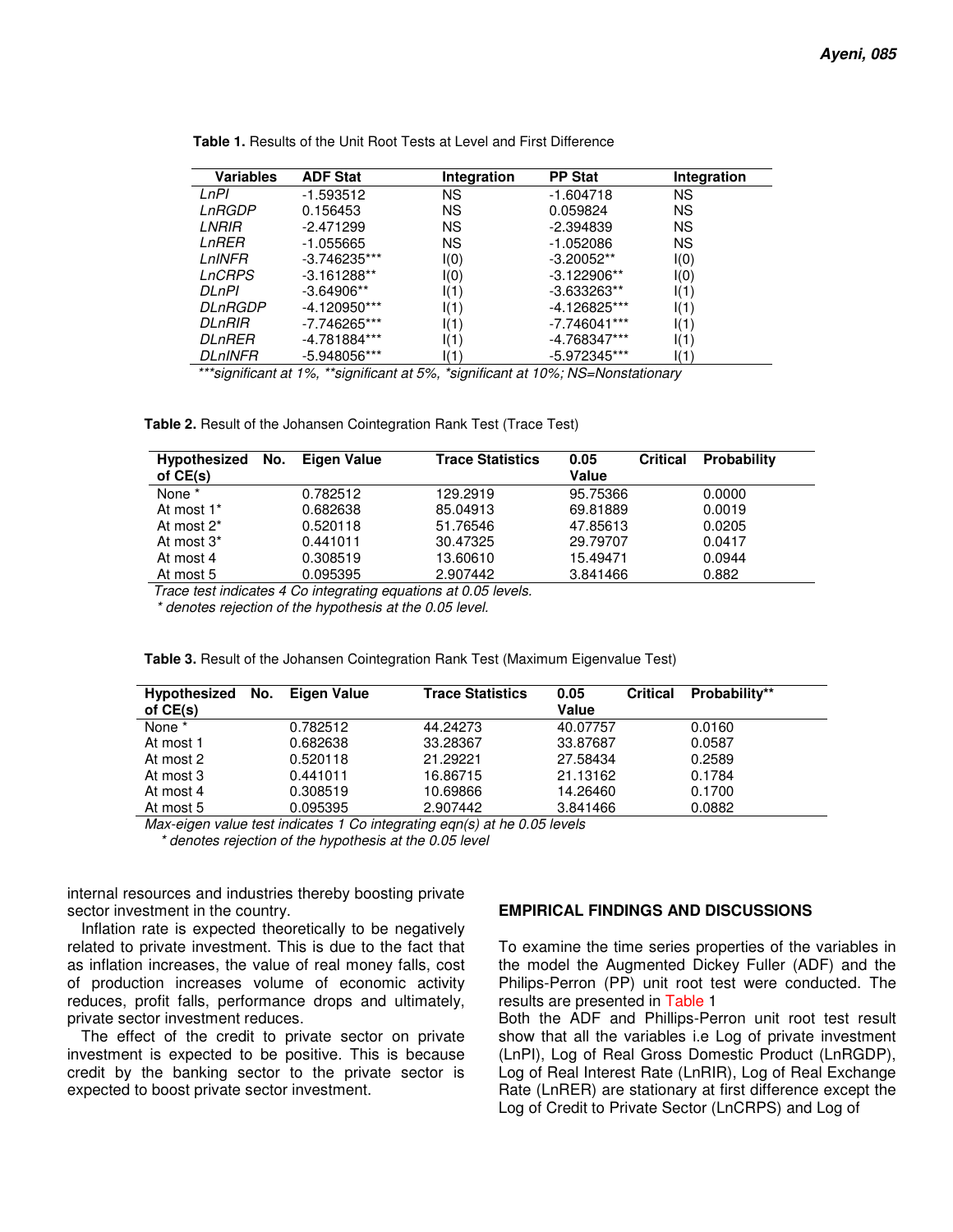**Table 1.** Results of the Unit Root Tests at Level and First Difference

| Variables | ADF Stat | Integration | PP Stat | Integration |
|---|---|---|---|---|
| *LnPI* | -1.593512 | NS | -1.604718 | NS |
| *LnRGDP* | 0.156453 | NS | 0.059824 | NS |
| *LNRIR* | -2.471299 | NS | -2.394839 | NS |
| *LnRER* | -1.055665 | NS | -1.052086 | NS |
| *LnINFR* | -3.746235*** | I(0) | -3.20052** | I(0) |
| *LnCRPS* | -3.161288** | I(0) | -3.122906** | I(0) |
| *DLnPI* | -3.64906** | I(1) | -3.633263** | I(1) |
| *DLnRGDP* | -4.120950*** | I(1) | -4.126825*** | I(1) |
| *DLnRIR* | -7.746265*** | I(1) | -7.746041*** | I(1) |
| *DLnRER* | -4.781884*** | I(1) | -4.768347*** | I(1) |
| *DLnINFR* | -5.948056*** | I(1) | -5.972345*** | I(1) |

****significant at 1%, **significant at 5%, *significant at 10%; NS=Nonstationary*

**Table 2.** Result of the Johansen Cointegration Rank Test (Trace Test)

| Hypothesized No. of CE(s) | Eigen Value | Trace Statistics | 0.05 Critical Value | Probability |
|---|---|---|---|---|
| None * | 0.782512 | 129.2919 | 95.75366 | 0.0000 |
| At most 1* | 0.682638 | 85.04913 | 69.81889 | 0.0019 |
| At most 2* | 0.520118 | 51.76546 | 47.85613 | 0.0205 |
| At most 3* | 0.441011 | 30.47325 | 29.79707 | 0.0417 |
| At most 4 | 0.308519 | 13.60610 | 15.49471 | 0.0944 |
| At most 5 | 0.095395 | 2.907442 | 3.841466 | 0.882 |

*Trace test indicates 4 Co integrating equations at 0.05 levels.*
** denotes rejection of the hypothesis at the 0.05 level.*

**Table 3.** Result of the Johansen Cointegration Rank Test (Maximum Eigenvalue Test)

| Hypothesized No. of CE(s) | Eigen Value | Trace Statistics | 0.05 Critical Value | Probability** |
|---|---|---|---|---|
| None * | 0.782512 | 44.24273 | 40.07757 | 0.0160 |
| At most 1 | 0.682638 | 33.28367 | 33.87687 | 0.0587 |
| At most 2 | 0.520118 | 21.29221 | 27.58434 | 0.2589 |
| At most 3 | 0.441011 | 16.86715 | 21.13162 | 0.1784 |
| At most 4 | 0.308519 | 10.69866 | 14.26460 | 0.1700 |
| At most 5 | 0.095395 | 2.907442 | 3.841466 | 0.0882 |

*Max-eigen value test indicates 1 Co integrating eqn(s) at he 0.05 levels*
** denotes rejection of the hypothesis at the 0.05 level*

internal resources and industries thereby boosting private sector investment in the country.

Inflation rate is expected theoretically to be negatively related to private investment. This is due to the fact that as inflation increases, the value of real money falls, cost of production increases volume of economic activity reduces, profit falls, performance drops and ultimately, private sector investment reduces.

The effect of the credit to private sector on private investment is expected to be positive. This is because credit by the banking sector to the private sector is expected to boost private sector investment.

## EMPIRICAL FINDINGS AND DISCUSSIONS

To examine the time series properties of the variables in the model the Augmented Dickey Fuller (ADF) and the Philips-Perron (PP) unit root test were conducted. The results are presented in Table 1

Both the ADF and Phillips-Perron unit root test result show that all the variables i.e Log of private investment (LnPI), Log of Real Gross Domestic Product (LnRGDP), Log of Real Interest Rate (LnRIR), Log of Real Exchange Rate (LnRER) are stationary at first difference except the Log of Credit to Private Sector (LnCRPS) and Log of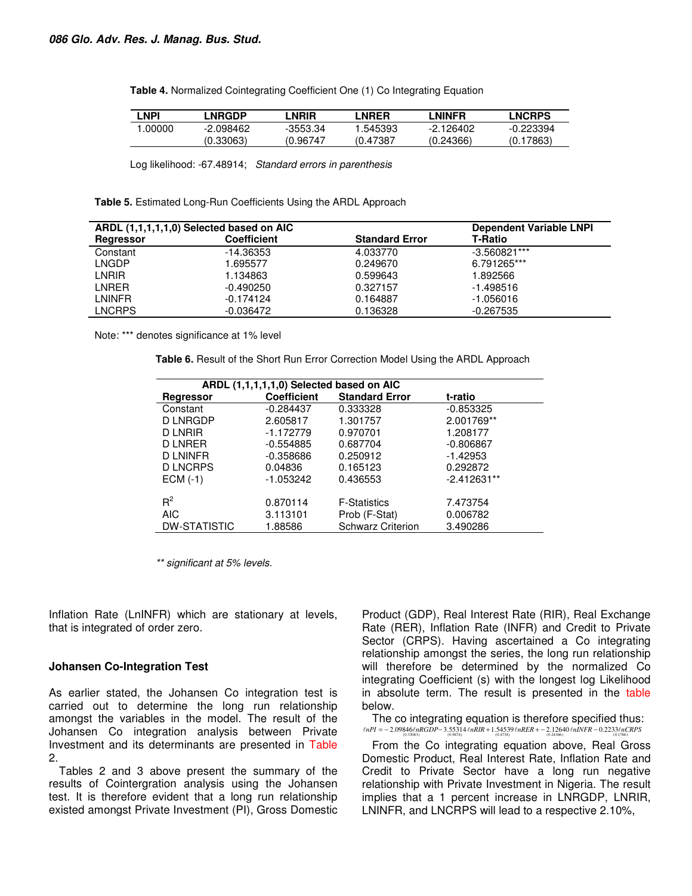**Table 4.** Normalized Cointegrating Coefficient One (1) Co Integrating Equation

| LNPI | LNRGDP | LNRIR | LNRER | LNINFR | LNCRPS |
|---|---|---|---|---|---|
| 1.00000 | -2.098462 | -3553.34 | 1.545393 | -2.126402 | -0.223394 |
| | (0.33063) | (0.96747 | (0.47387 | (0.24366) | (0.17863) |

Log likelihood: -67.48914; *Standard errors in parenthesis*

**Table 5.** Estimated Long-Run Coefficients Using the ARDL Approach

| ARDL (1,1,1,1,1,0) Selected based on AIC | | | Dependent Variable LNPI |
|---|---|---|---|
| **Regressor** | **Coefficient** | **Standard Error** | **T-Ratio** |
| Constant | -14.36353 | 4.033770 | -3.560821*** |
| LNGDP | 1.695577 | 0.249670 | 6.791265*** |
| LNRIR | 1.134863 | 0.599643 | 1.892566 |
| LNRER | -0.490250 | 0.327157 | -1.498516 |
| LNINFR | -0.174124 | 0.164887 | -1.056016 |
| LNCRPS | -0.036472 | 0.136328 | -0.267535 |

Note: *** denotes significance at 1% level

**Table 6.** Result of the Short Run Error Correction Model Using the ARDL Approach

| ARDL (1,1,1,1,1,0) Selected based on AIC | | | |
|---|---|---|---|
| **Regressor** | **Coefficient** | **Standard Error** | **t-ratio** |
| Constant | -0.284437 | 0.333328 | -0.853325 |
| D LNRGDP | 2.605817 | 1.301757 | 2.001769** |
| D LNRIR | -1.172779 | 0.970701 | 1.208177 |
| D LNRER | -0.554885 | 0.687704 | -0.806867 |
| D LNINFR | -0.358686 | 0.250912 | -1.42953 |
| D LNCRPS | 0.04836 | 0.165123 | 0.292872 |
| ECM (-1) | -1.053242 | 0.436553 | -2.412631** |
| $R^2$ | 0.870114 | F-Statistics | 7.473754 |
| AIC | 3.113101 | Prob (F-Stat) | 0.006782 |
| DW-STATISTIC | 1.88586 | Schwarz Criterion | 3.490286 |

*** significant at 5% levels.*

Inflation Rate (LnINFR) which are stationary at levels, that is integrated of order zero.

### Johansen Co-Integration Test

As earlier stated, the Johansen Co integration test is carried out to determine the long run relationship amongst the variables in the model. The result of the Johansen Co integration analysis between Private Investment and its determinants are presented in Table 2.

Tables 2 and 3 above present the summary of the results of Cointergration analysis using the Johansen test. It is therefore evident that a long run relationship existed amongst Private Investment (PI), Gross Domestic Product (GDP), Real Interest Rate (RIR), Real Exchange Rate (RER), Inflation Rate (INFR) and Credit to Private Sector (CRPS). Having ascertained a Co integrating relationship amongst the series, the long run relationship will therefore be determined by the normalized Co integrating Coefficient (s) with the longest log Likelihood in absolute term. The result is presented in the table below.

The co integrating equation is therefore specified thus:

$$\ell nPI = -\underset{(0.33063)}{2.09846}\ell nRGDP - \underset{(0.9674)}{3.55314}\ell nRIR + \underset{(0.4738)}{1.54539}\ell nRER + -\underset{(0.24366)}{2.12640}\ell nINFR - \underset{(0.1786)}{0.2233}\ell nCRPS$$

From the Co integrating equation above, Real Gross Domestic Product, Real Interest Rate, Inflation Rate and Credit to Private Sector have a long run negative relationship with Private Investment in Nigeria. The result implies that a 1 percent increase in LNRGDP, LNRIR, LNINFR, and LNCRPS will lead to a respective 2.10%,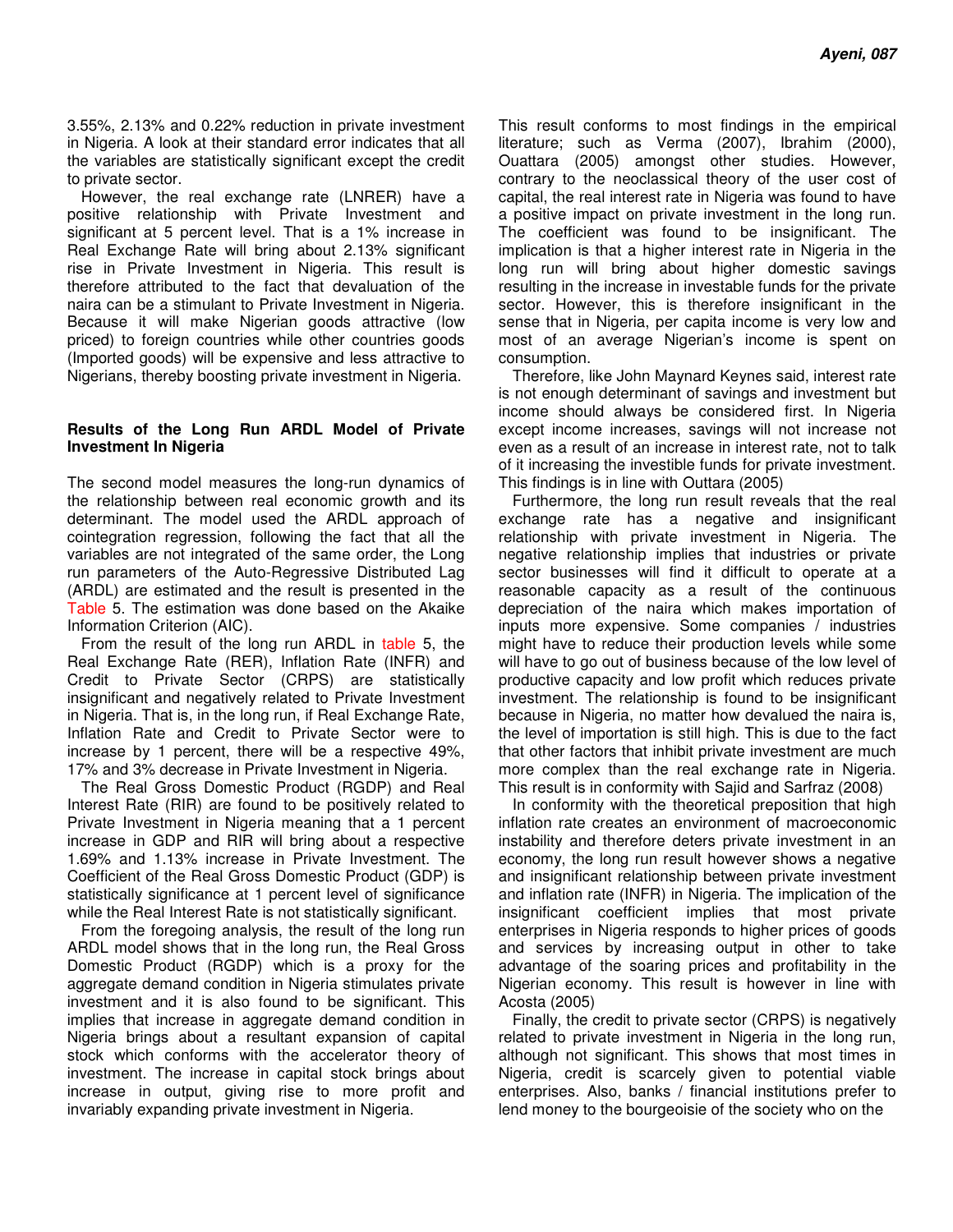3.55%, 2.13% and 0.22% reduction in private investment in Nigeria. A look at their standard error indicates that all the variables are statistically significant except the credit to private sector.

However, the real exchange rate (LNRER) have a positive relationship with Private Investment and significant at 5 percent level. That is a 1% increase in Real Exchange Rate will bring about 2.13% significant rise in Private Investment in Nigeria. This result is therefore attributed to the fact that devaluation of the naira can be a stimulant to Private Investment in Nigeria. Because it will make Nigerian goods attractive (low priced) to foreign countries while other countries goods (Imported goods) will be expensive and less attractive to Nigerians, thereby boosting private investment in Nigeria.

**Results of the Long Run ARDL Model of Private Investment In Nigeria**

The second model measures the long-run dynamics of the relationship between real economic growth and its determinant. The model used the ARDL approach of cointegration regression, following the fact that all the variables are not integrated of the same order, the Long run parameters of the Auto-Regressive Distributed Lag (ARDL) are estimated and the result is presented in the Table 5. The estimation was done based on the Akaike Information Criterion (AIC).

From the result of the long run ARDL in table 5, the Real Exchange Rate (RER), Inflation Rate (INFR) and Credit to Private Sector (CRPS) are statistically insignificant and negatively related to Private Investment in Nigeria. That is, in the long run, if Real Exchange Rate, Inflation Rate and Credit to Private Sector were to increase by 1 percent, there will be a respective 49%, 17% and 3% decrease in Private Investment in Nigeria.

The Real Gross Domestic Product (RGDP) and Real Interest Rate (RIR) are found to be positively related to Private Investment in Nigeria meaning that a 1 percent increase in GDP and RIR will bring about a respective 1.69% and 1.13% increase in Private Investment. The Coefficient of the Real Gross Domestic Product (GDP) is statistically significance at 1 percent level of significance while the Real Interest Rate is not statistically significant.

From the foregoing analysis, the result of the long run ARDL model shows that in the long run, the Real Gross Domestic Product (RGDP) which is a proxy for the aggregate demand condition in Nigeria stimulates private investment and it is also found to be significant. This implies that increase in aggregate demand condition in Nigeria brings about a resultant expansion of capital stock which conforms with the accelerator theory of investment. The increase in capital stock brings about increase in output, giving rise to more profit and invariably expanding private investment in Nigeria.

This result conforms to most findings in the empirical literature; such as Verma (2007), Ibrahim (2000), Ouattara (2005) amongst other studies. However, contrary to the neoclassical theory of the user cost of capital, the real interest rate in Nigeria was found to have a positive impact on private investment in the long run. The coefficient was found to be insignificant. The implication is that a higher interest rate in Nigeria in the long run will bring about higher domestic savings resulting in the increase in investable funds for the private sector. However, this is therefore insignificant in the sense that in Nigeria, per capita income is very low and most of an average Nigerian's income is spent on consumption.

Therefore, like John Maynard Keynes said, interest rate is not enough determinant of savings and investment but income should always be considered first. In Nigeria except income increases, savings will not increase not even as a result of an increase in interest rate, not to talk of it increasing the investible funds for private investment. This findings is in line with Outtara (2005)

Furthermore, the long run result reveals that the real exchange rate has a negative and insignificant relationship with private investment in Nigeria. The negative relationship implies that industries or private sector businesses will find it difficult to operate at a reasonable capacity as a result of the continuous depreciation of the naira which makes importation of inputs more expensive. Some companies / industries might have to reduce their production levels while some will have to go out of business because of the low level of productive capacity and low profit which reduces private investment. The relationship is found to be insignificant because in Nigeria, no matter how devalued the naira is, the level of importation is still high. This is due to the fact that other factors that inhibit private investment are much more complex than the real exchange rate in Nigeria. This result is in conformity with Sajid and Sarfraz (2008)

In conformity with the theoretical preposition that high inflation rate creates an environment of macroeconomic instability and therefore deters private investment in an economy, the long run result however shows a negative and insignificant relationship between private investment and inflation rate (INFR) in Nigeria. The implication of the insignificant coefficient implies that most private enterprises in Nigeria responds to higher prices of goods and services by increasing output in other to take advantage of the soaring prices and profitability in the Nigerian economy. This result is however in line with Acosta (2005)

Finally, the credit to private sector (CRPS) is negatively related to private investment in Nigeria in the long run, although not significant. This shows that most times in Nigeria, credit is scarcely given to potential viable enterprises. Also, banks / financial institutions prefer to lend money to the bourgeoisie of the society who on the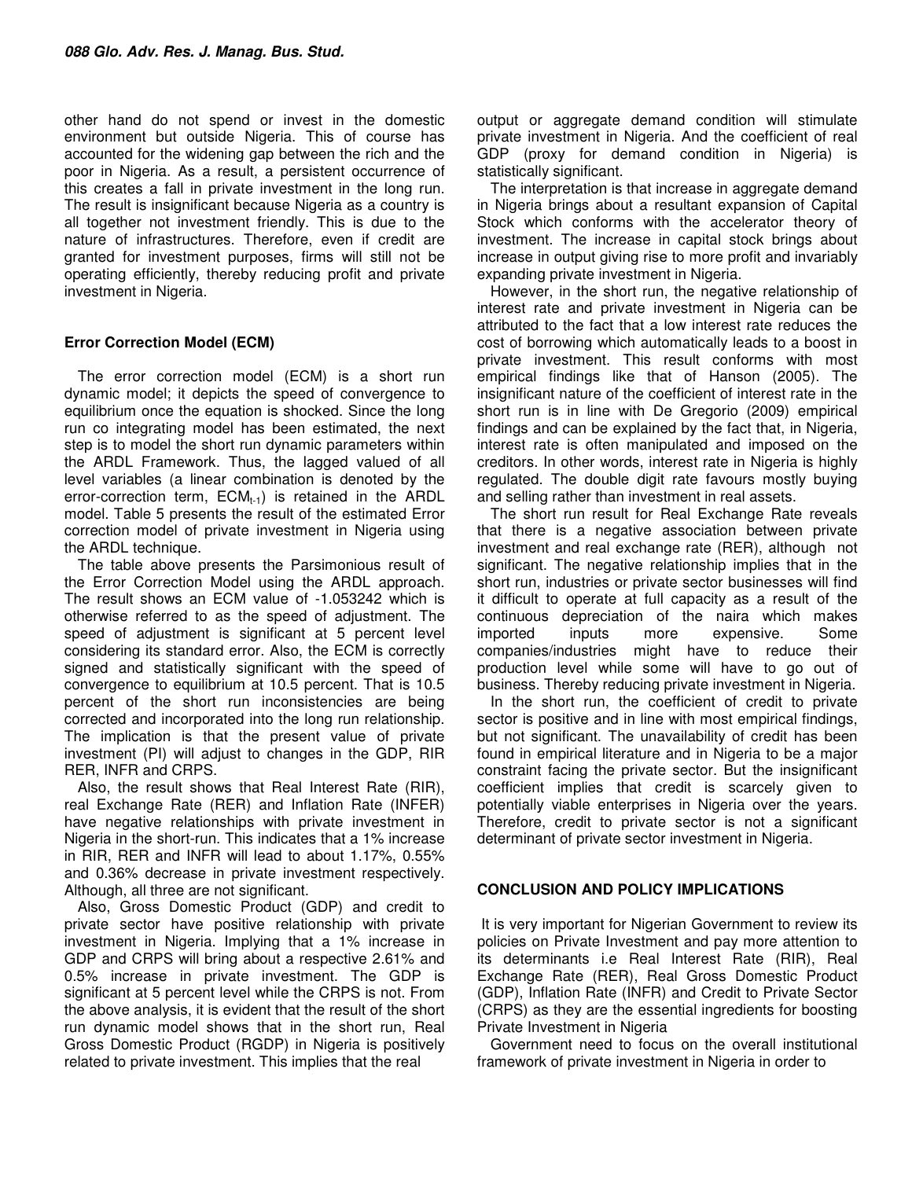other hand do not spend or invest in the domestic environment but outside Nigeria. This of course has accounted for the widening gap between the rich and the poor in Nigeria. As a result, a persistent occurrence of this creates a fall in private investment in the long run. The result is insignificant because Nigeria as a country is all together not investment friendly. This is due to the nature of infrastructures. Therefore, even if credit are granted for investment purposes, firms will still not be operating efficiently, thereby reducing profit and private investment in Nigeria.

### Error Correction Model (ECM)

The error correction model (ECM) is a short run dynamic model; it depicts the speed of convergence to equilibrium once the equation is shocked. Since the long run co integrating model has been estimated, the next step is to model the short run dynamic parameters within the ARDL Framework. Thus, the lagged valued of all level variables (a linear combination is denoted by the error-correction term, $ECM_{t-1}$) is retained in the ARDL model. Table 5 presents the result of the estimated Error correction model of private investment in Nigeria using the ARDL technique.

The table above presents the Parsimonious result of the Error Correction Model using the ARDL approach. The result shows an ECM value of -1.053242 which is otherwise referred to as the speed of adjustment. The speed of adjustment is significant at 5 percent level considering its standard error. Also, the ECM is correctly signed and statistically significant with the speed of convergence to equilibrium at 10.5 percent. That is 10.5 percent of the short run inconsistencies are being corrected and incorporated into the long run relationship. The implication is that the present value of private investment (PI) will adjust to changes in the GDP, RIR RER, INFR and CRPS.

Also, the result shows that Real Interest Rate (RIR), real Exchange Rate (RER) and Inflation Rate (INFER) have negative relationships with private investment in Nigeria in the short-run. This indicates that a 1% increase in RIR, RER and INFR will lead to about 1.17%, 0.55% and 0.36% decrease in private investment respectively. Although, all three are not significant.

Also, Gross Domestic Product (GDP) and credit to private sector have positive relationship with private investment in Nigeria. Implying that a 1% increase in GDP and CRPS will bring about a respective 2.61% and 0.5% increase in private investment. The GDP is significant at 5 percent level while the CRPS is not. From the above analysis, it is evident that the result of the short run dynamic model shows that in the short run, Real Gross Domestic Product (RGDP) in Nigeria is positively related to private investment. This implies that the real output or aggregate demand condition will stimulate private investment in Nigeria. And the coefficient of real GDP (proxy for demand condition in Nigeria) is statistically significant.

The interpretation is that increase in aggregate demand in Nigeria brings about a resultant expansion of Capital Stock which conforms with the accelerator theory of investment. The increase in capital stock brings about increase in output giving rise to more profit and invariably expanding private investment in Nigeria.

However, in the short run, the negative relationship of interest rate and private investment in Nigeria can be attributed to the fact that a low interest rate reduces the cost of borrowing which automatically leads to a boost in private investment. This result conforms with most empirical findings like that of Hanson (2005). The insignificant nature of the coefficient of interest rate in the short run is in line with De Gregorio (2009) empirical findings and can be explained by the fact that, in Nigeria, interest rate is often manipulated and imposed on the creditors. In other words, interest rate in Nigeria is highly regulated. The double digit rate favours mostly buying and selling rather than investment in real assets.

The short run result for Real Exchange Rate reveals that there is a negative association between private investment and real exchange rate (RER), although not significant. The negative relationship implies that in the short run, industries or private sector businesses will find it difficult to operate at full capacity as a result of the continuous depreciation of the naira which makes imported inputs more expensive. Some companies/industries might have to reduce their production level while some will have to go out of business. Thereby reducing private investment in Nigeria.

In the short run, the coefficient of credit to private sector is positive and in line with most empirical findings, but not significant. The unavailability of credit has been found in empirical literature and in Nigeria to be a major constraint facing the private sector. But the insignificant coefficient implies that credit is scarcely given to potentially viable enterprises in Nigeria over the years. Therefore, credit to private sector is not a significant determinant of private sector investment in Nigeria.

## CONCLUSION AND POLICY IMPLICATIONS

It is very important for Nigerian Government to review its policies on Private Investment and pay more attention to its determinants i.e Real Interest Rate (RIR), Real Exchange Rate (RER), Real Gross Domestic Product (GDP), Inflation Rate (INFR) and Credit to Private Sector (CRPS) as they are the essential ingredients for boosting Private Investment in Nigeria

Government need to focus on the overall institutional framework of private investment in Nigeria in order to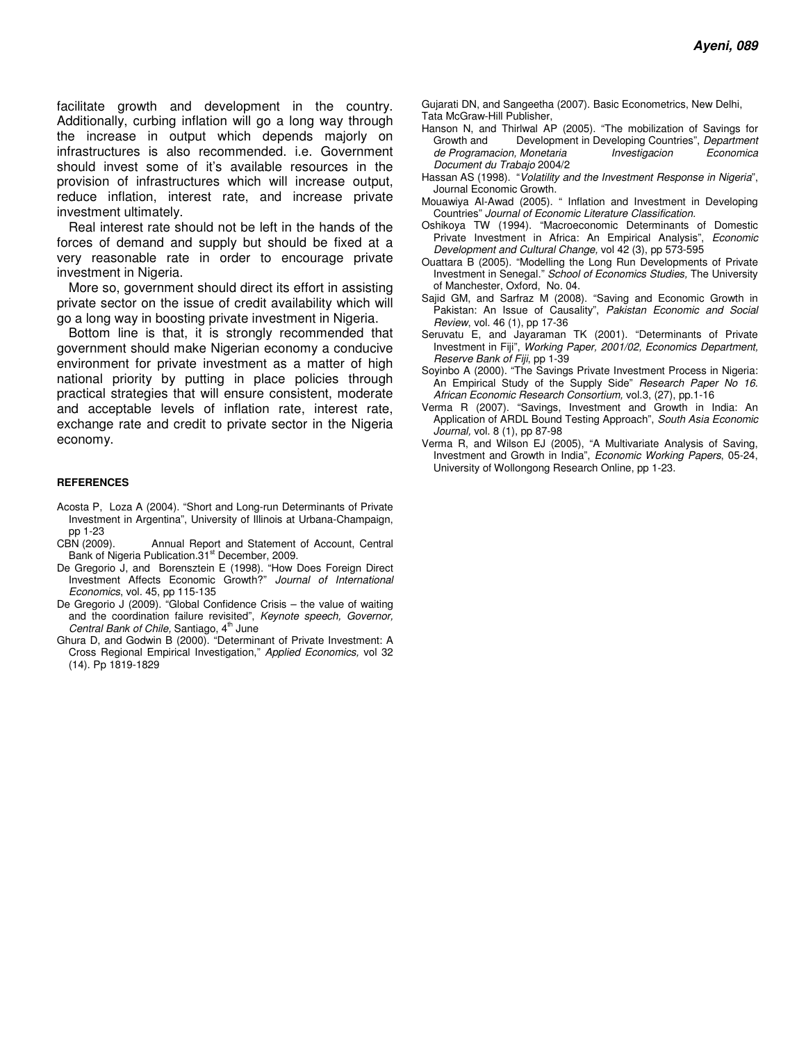facilitate growth and development in the country. Additionally, curbing inflation will go a long way through the increase in output which depends majorly on infrastructures is also recommended. i.e. Government should invest some of it's available resources in the provision of infrastructures which will increase output, reduce inflation, interest rate, and increase private investment ultimately.

Real interest rate should not be left in the hands of the forces of demand and supply but should be fixed at a very reasonable rate in order to encourage private investment in Nigeria.

More so, government should direct its effort in assisting private sector on the issue of credit availability which will go a long way in boosting private investment in Nigeria.

Bottom line is that, it is strongly recommended that government should make Nigerian economy a conducive environment for private investment as a matter of high national priority by putting in place policies through practical strategies that will ensure consistent, moderate and acceptable levels of inflation rate, interest rate, exchange rate and credit to private sector in the Nigeria economy.

#### REFERENCES

Acosta P, Loza A (2004). "Short and Long-run Determinants of Private Investment in Argentina", University of Illinois at Urbana-Champaign, pp 1-23

CBN (2009). Annual Report and Statement of Account, Central Bank of Nigeria Publication.31st December, 2009.

De Gregorio J, and Borensztein E (1998). "How Does Foreign Direct Investment Affects Economic Growth?" *Journal of International Economics*, vol. 45, pp 115-135

De Gregorio J (2009). "Global Confidence Crisis – the value of waiting and the coordination failure revisited", *Keynote speech, Governor, Central Bank of Chile,* Santiago, 4th June

Ghura D, and Godwin B (2000). "Determinant of Private Investment: A Cross Regional Empirical Investigation," *Applied Economics,* vol 32 (14). Pp 1819-1829

Gujarati DN, and Sangeetha (2007). Basic Econometrics, New Delhi, Tata McGraw-Hill Publisher,

Hanson N, and Thirlwal AP (2005). "The mobilization of Savings for Growth and Development in Developing Countries", *Department de Programacion, Monetaria Investigacion Economica Document du Trabajo* 2004/2

Hassan AS (1998). "*Volatility and the Investment Response in Nigeria*", Journal Economic Growth.

Mouawiya Al-Awad (2005). " Inflation and Investment in Developing Countries" *Journal of Economic Literature Classification.*

Oshikoya TW (1994). "Macroeconomic Determinants of Domestic Private Investment in Africa: An Empirical Analysis", *Economic Development and Cultural Change,* vol 42 (3), pp 573-595

Ouattara B (2005). "Modelling the Long Run Developments of Private Investment in Senegal." *School of Economics Studies,* The University of Manchester, Oxford, No. 04.

Sajid GM, and Sarfraz M (2008). "Saving and Economic Growth in Pakistan: An Issue of Causality", *Pakistan Economic and Social Review*, vol. 46 (1), pp 17-36

Seruvatu E, and Jayaraman TK (2001). "Determinants of Private Investment in Fiji", *Working Paper, 2001/02, Economics Department, Reserve Bank of Fiji*, pp 1-39

Soyinbo A (2000). "The Savings Private Investment Process in Nigeria: An Empirical Study of the Supply Side" *Research Paper No 16. African Economic Research Consortium,* vol.3, (27), pp.1-16

Verma R (2007). "Savings, Investment and Growth in India: An Application of ARDL Bound Testing Approach", *South Asia Economic Journal,* vol. 8 (1), pp 87-98

Verma R, and Wilson EJ (2005), "A Multivariate Analysis of Saving, Investment and Growth in India", *Economic Working Papers*, 05-24, University of Wollongong Research Online, pp 1-23.